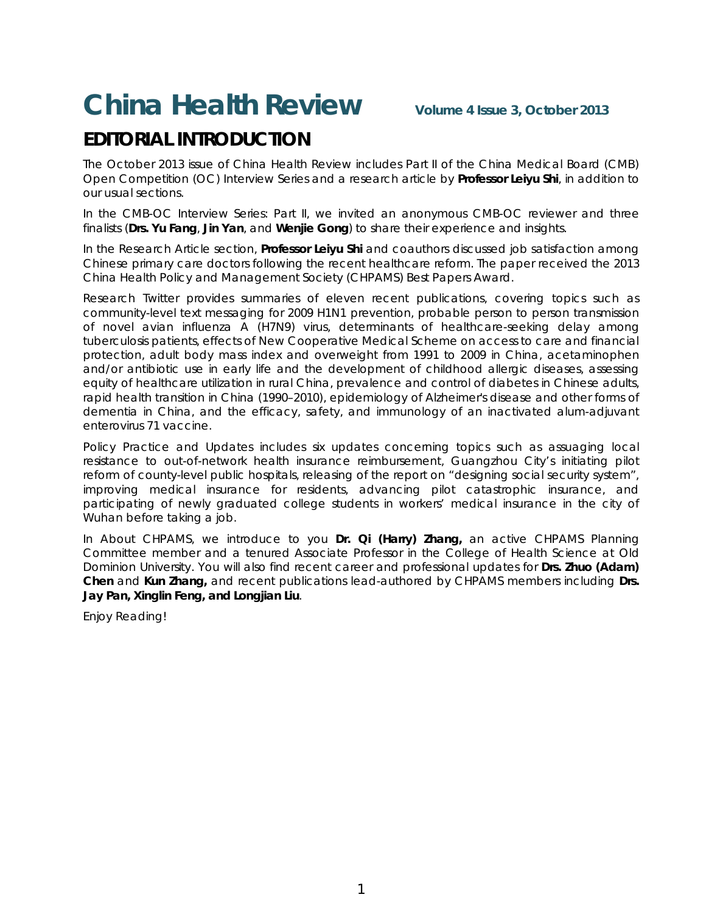# China Health Review

**Volume 4 Issue 3, October 2013**

## EDITORIAL INTRODUCTION

The October 2013 issue of China Health Review includes Part II of the China Medical Board (CMB) Open Competition (OC) Interview Series and a research article by **Professor Leiyu Shi**, in addition to our usual sections.

In the CMB-OC Interview Series: Part II, we invited an anonymous CMB-OC reviewer and three finalists (**Drs. Yu Fang**, **Jin Yan**, and **Wenjie Gong**) to share their experience and insights.

In the Research Article section, **Professor Leiyu Shi** and coauthors discussed job satisfaction among Chinese primary care doctors following the recent healthcare reform. The paper received the 2013 China Health Policy and Management Society (CHPAMS) Best Papers Award.

Research Twitter provides summaries of eleven recent publications, covering topics such as community-level text messaging for 2009 H1N1 prevention, probable person to person transmission of novel avian influenza A (H7N9) virus, determinants of healthcare-seeking delay among tuberculosis patients, effects of New Cooperative Medical Scheme on access to care and financial protection, adult body mass index and overweight from 1991 to 2009 in China, acetaminophen and/or antibiotic use in early life and the development of childhood allergic diseases, assessing equity of healthcare utilization in rural China, prevalence and control of diabetes in Chinese adults, rapid health transition in China (1990–2010), epidemiology of Alzheimer's disease and other forms of dementia in China, and the efficacy, safety, and immunology of an inactivated alum-adjuvant enterovirus 71 vaccine.

Policy Practice and Updates includes six updates concerning topics such as assuaging local resistance to out-of-network health insurance reimbursement, Guangzhou City's initiating pilot reform of county-level public hospitals, releasing of the report on "designing social security system", improving medical insurance for residents, advancing pilot catastrophic insurance, and participating of newly graduated college students in workers' medical insurance in the city of Wuhan before taking a job.

In About CHPAMS, we introduce to you **Dr. Qi (Harry) Zhang,** an active CHPAMS Planning Committee member and a tenured Associate Professor in the College of Health Science at Old Dominion University. You will also find recent career and professional updates for **Drs. Zhuo (Adam) Chen** and **Kun Zhang,** and recent publications lead-authored by CHPAMS members including **Drs. Jay Pan, Xinglin Feng, and Longjian Liu**.

Enjoy Reading!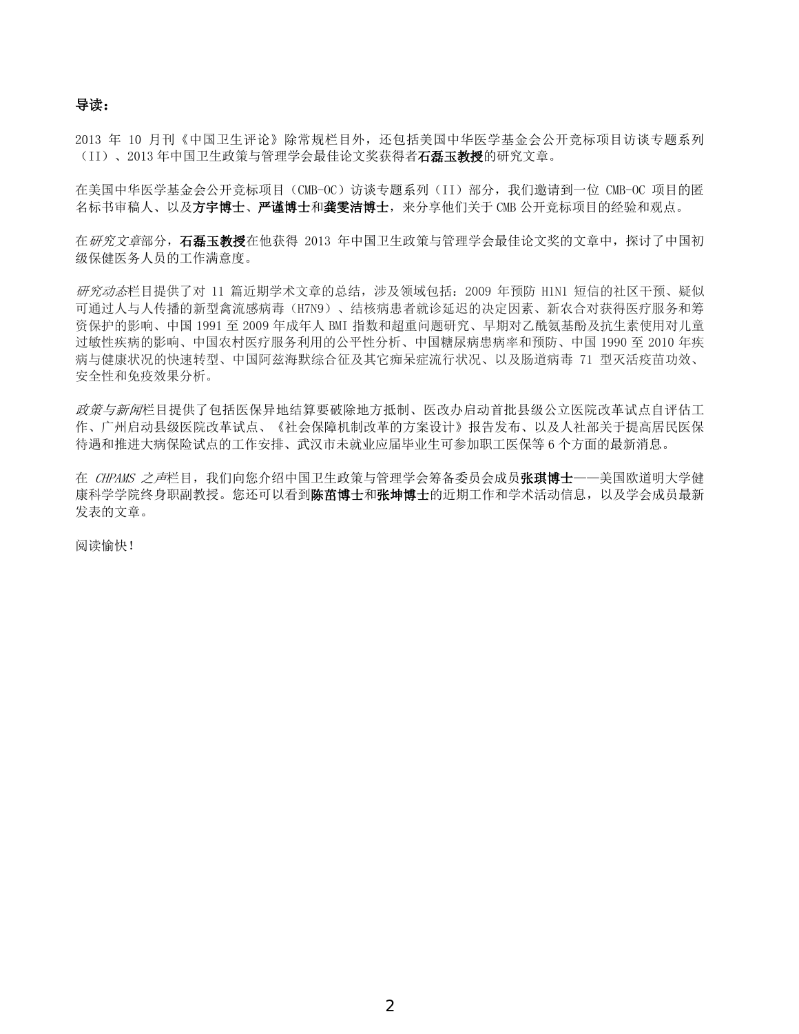**导读：**

2013 年 10 月刊《中国卫生评论》除常规栏目外，还包括美国中华医学基金会公开竞标项目访谈专题系列（II）、2013 年中国卫生政策与管理学会最佳论文奖获得者**石磊玉教授**的研究文章。

在美国中华医学基金会公开竞标项目（CMB-OC）访谈专题系列（II）部分，我们邀请到一位 CMB-OC 项目的匿名标书审稿人、以及**方宇博士**、**严谨博士**和**龚雯洁博士**，来分享他们关于 CMB 公开竞标项目的经验和观点。

在*研究文章*部分，**石磊玉教授**在他获得 2013 年中国卫生政策与管理学会最佳论文奖的文章中，探讨了中国初级保健医务人员的工作满意度。

*研究动态*栏目提供了对 11 篇近期学术文章的总结，涉及领域包括：2009 年预防 H1N1 短信的社区干预、疑似可通过人与人传播的新型禽流感病毒（H7N9）、结核病患者就诊延迟的决定因素、新农合对获得医疗服务和筹资保护的影响、中国 1991 至 2009 年成年人 BMI 指数和超重问题研究、早期对乙酰氨基酚及抗生素使用对儿童过敏性疾病的影响、中国农村医疗服务利用的公平性分析、中国糖尿病患病率和预防、中国 1990 至 2010 年疾病与健康状况的快速转型、中国阿兹海默综合征及其它痴呆症流行状况、以及肠道病毒 71 型灭活疫苗功效、安全性和免疫效果分析。

*政策与新闻*栏目提供了包括医保异地结算要破除地方抵制、医改办启动首批县级公立医院改革试点自评估工作、广州启动县级医院改革试点、《社会保障机制改革的方案设计》报告发布、以及人社部关于提高居民医保待遇和推进大病保险试点的工作安排、武汉市未就业应届毕业生可参加职工医保等 6 个方面的最新消息。

在 *CHPAMS 之声*栏目，我们向您介绍中国卫生政策与管理学会筹备委员会成员**张琪博士**——美国欧道明大学健康科学学院终身职副教授。您还可以看到**陈苗博士**和**张坤博士**的近期工作和学术活动信息，以及学会成员最新发表的文章。

阅读愉快！